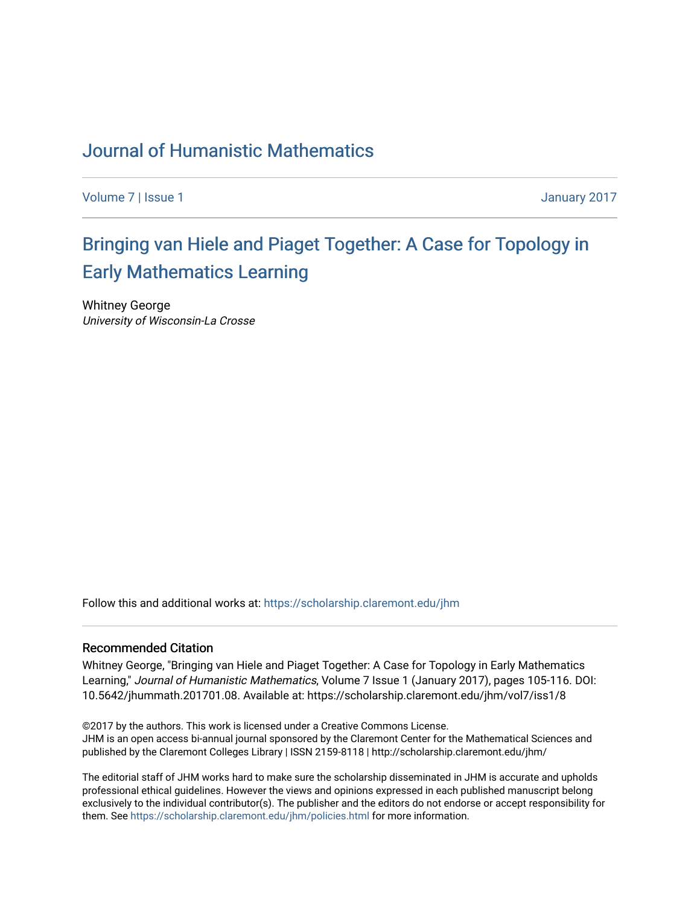# Journal of Humanistic Mathematics

Volume 7 | Issue 1 January 2017

## Bringing van Hiele and Piaget Together: A Case for Topology in Early Mathematics Learning

Whitney George
*University of Wisconsin-La Crosse*

Follow this and additional works at: https://scholarship.claremont.edu/jhm

### Recommended Citation

Whitney George, "Bringing van Hiele and Piaget Together: A Case for Topology in Early Mathematics Learning," *Journal of Humanistic Mathematics*, Volume 7 Issue 1 (January 2017), pages 105-116. DOI: 10.5642/jhummath.201701.08. Available at: https://scholarship.claremont.edu/jhm/vol7/iss1/8

©2017 by the authors. This work is licensed under a Creative Commons License.
JHM is an open access bi-annual journal sponsored by the Claremont Center for the Mathematical Sciences and published by the Claremont Colleges Library | ISSN 2159-8118 | http://scholarship.claremont.edu/jhm/

The editorial staff of JHM works hard to make sure the scholarship disseminated in JHM is accurate and upholds professional ethical guidelines. However the views and opinions expressed in each published manuscript belong exclusively to the individual contributor(s). The publisher and the editors do not endorse or accept responsibility for them. See https://scholarship.claremont.edu/jhm/policies.html for more information.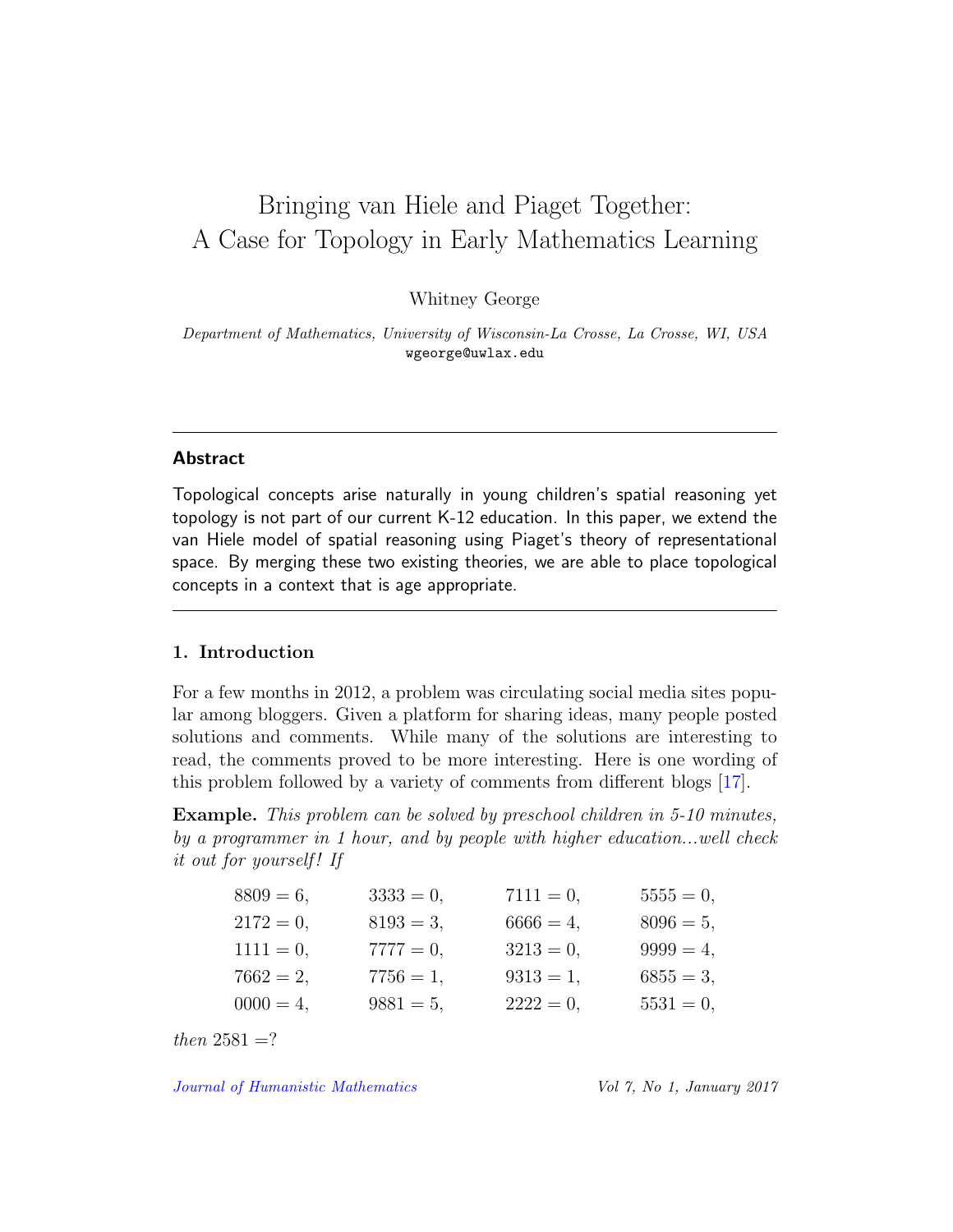# Bringing van Hiele and Piaget Together: A Case for Topology in Early Mathematics Learning

Whitney George

*Department of Mathematics, University of Wisconsin-La Crosse, La Crosse, WI, USA*
wgeorge@uwlax.edu

---

### Abstract

Topological concepts arise naturally in young children's spatial reasoning yet topology is not part of our current K-12 education. In this paper, we extend the van Hiele model of spatial reasoning using Piaget's theory of representational space. By merging these two existing theories, we are able to place topological concepts in a context that is age appropriate.

---

## 1. Introduction

For a few months in 2012, a problem was circulating social media sites popular among bloggers. Given a platform for sharing ideas, many people posted solutions and comments. While many of the solutions are interesting to read, the comments proved to be more interesting. Here is one wording of this problem followed by a variety of comments from different blogs [17].

**Example.** *This problem can be solved by preschool children in 5-10 minutes, by a programmer in 1 hour, and by people with higher education...well check it out for yourself! If*

$$
\begin{array}{llll}
8809 = 6, & 3333 = 0, & 7111 = 0, & 5555 = 0, \\
2172 = 0, & 8193 = 3, & 6666 = 4, & 8096 = 5, \\
1111 = 0, & 7777 = 0, & 3213 = 0, & 9999 = 4, \\
7662 = 2, & 7756 = 1, & 9313 = 1, & 6855 = 3, \\
0000 = 4, & 9881 = 5, & 2222 = 0, & 5531 = 0,
\end{array}
$$

*then* $2581 = ?$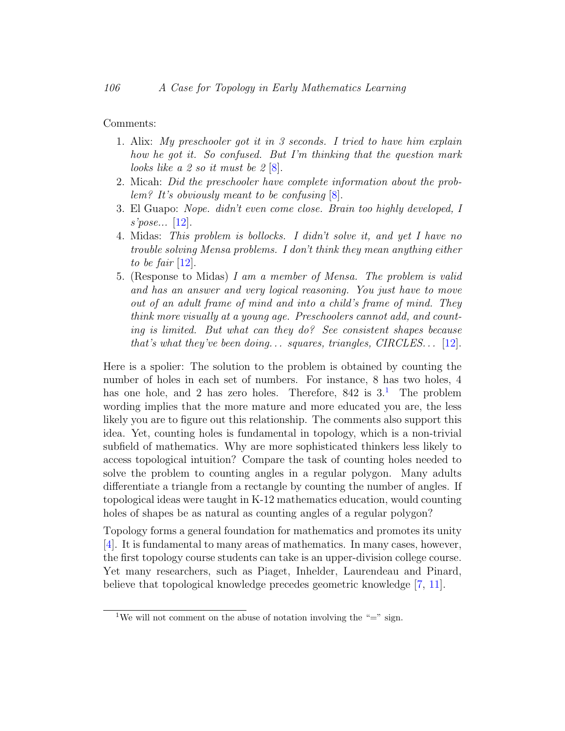Comments:

1. Alix: *My preschooler got it in 3 seconds. I tried to have him explain how he got it. So confused. But I'm thinking that the question mark looks like a 2 so it must be 2* [8].
2. Micah: *Did the preschooler have complete information about the problem? It's obviously meant to be confusing* [8].
3. El Guapo: *Nope. didn't even come close. Brain too highly developed, I s'pose...* [12].
4. Midas: *This problem is bollocks. I didn't solve it, and yet I have no trouble solving Mensa problems. I don't think they mean anything either to be fair* [12].
5. (Response to Midas) *I am a member of Mensa. The problem is valid and has an answer and very logical reasoning. You just have to move out of an adult frame of mind and into a child's frame of mind. They think more visually at a young age. Preschoolers cannot add, and counting is limited. But what can they do? See consistent shapes because that's what they've been doing... squares, triangles, CIRCLES...* [12].

Here is a spoiler: The solution to the problem is obtained by counting the number of holes in each set of numbers. For instance, 8 has two holes, 4 has one hole, and 2 has zero holes. Therefore, 842 is 3.[1] The problem wording implies that the more mature and more educated you are, the less likely you are to figure out this relationship. The comments also support this idea. Yet, counting holes is fundamental in topology, which is a non-trivial subfield of mathematics. Why are more sophisticated thinkers less likely to access topological intuition? Compare the task of counting holes needed to solve the problem to counting angles in a regular polygon. Many adults differentiate a triangle from a rectangle by counting the number of angles. If topological ideas were taught in K-12 mathematics education, would counting holes of shapes be as natural as counting angles of a regular polygon?

Topology forms a general foundation for mathematics and promotes its unity [4]. It is fundamental to many areas of mathematics. In many cases, however, the first topology course students can take is an upper-division college course. Yet many researchers, such as Piaget, Inhelder, Laurendeau and Pinard, believe that topological knowledge precedes geometric knowledge [7, 11].

[1] We will not comment on the abuse of notation involving the "=" sign.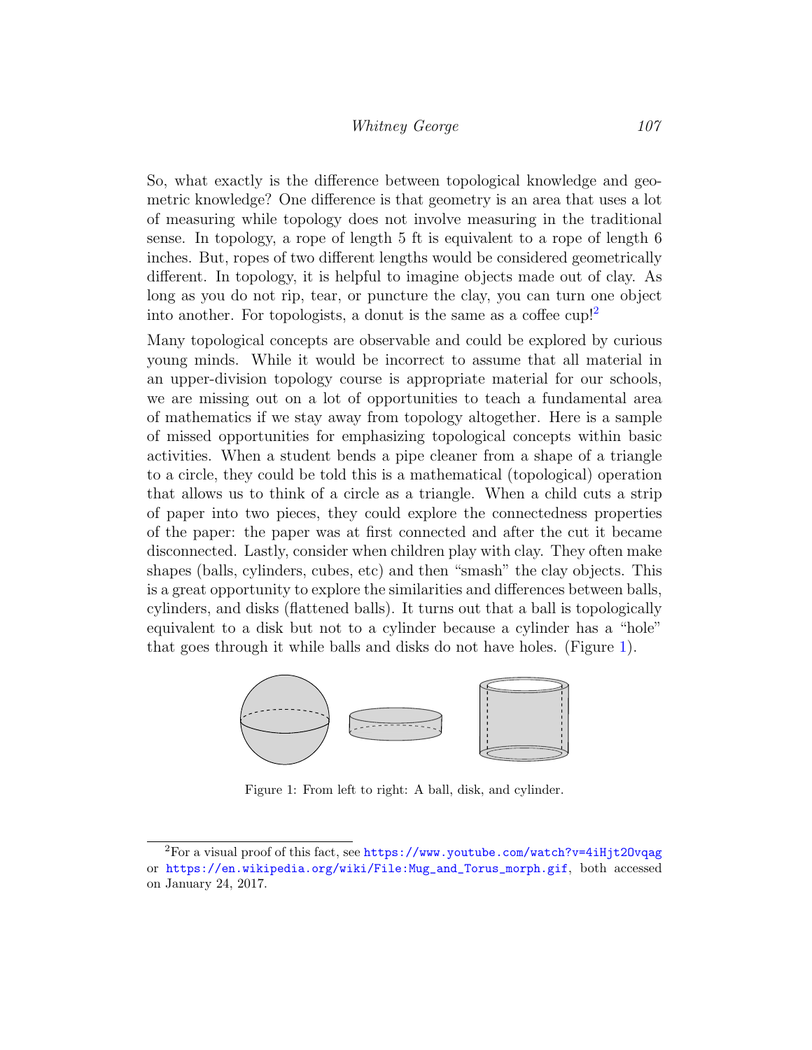So, what exactly is the difference between topological knowledge and geometric knowledge? One difference is that geometry is an area that uses a lot of measuring while topology does not involve measuring in the traditional sense. In topology, a rope of length 5 ft is equivalent to a rope of length 6 inches. But, ropes of two different lengths would be considered geometrically different. In topology, it is helpful to imagine objects made out of clay. As long as you do not rip, tear, or puncture the clay, you can turn one object into another. For topologists, a donut is the same as a coffee cup![2]

Many topological concepts are observable and could be explored by curious young minds. While it would be incorrect to assume that all material in an upper-division topology course is appropriate material for our schools, we are missing out on a lot of opportunities to teach a fundamental area of mathematics if we stay away from topology altogether. Here is a sample of missed opportunities for emphasizing topological concepts within basic activities. When a student bends a pipe cleaner from a shape of a triangle to a circle, they could be told this is a mathematical (topological) operation that allows us to think of a circle as a triangle. When a child cuts a strip of paper into two pieces, they could explore the connectedness properties of the paper: the paper was at first connected and after the cut it became disconnected. Lastly, consider when children play with clay. They often make shapes (balls, cylinders, cubes, etc) and then "smash" the clay objects. This is a great opportunity to explore the similarities and differences between balls, cylinders, and disks (flattened balls). It turns out that a ball is topologically equivalent to a disk but not to a cylinder because a cylinder has a "hole" that goes through it while balls and disks do not have holes. (Figure 1).

Figure 1: From left to right: A ball, disk, and cylinder.

[2] For a visual proof of this fact, see https://www.youtube.com/watch?v=4iHjt2Ovqag or https://en.wikipedia.org/wiki/File:Mug_and_Torus_morph.gif, both accessed on January 24, 2017.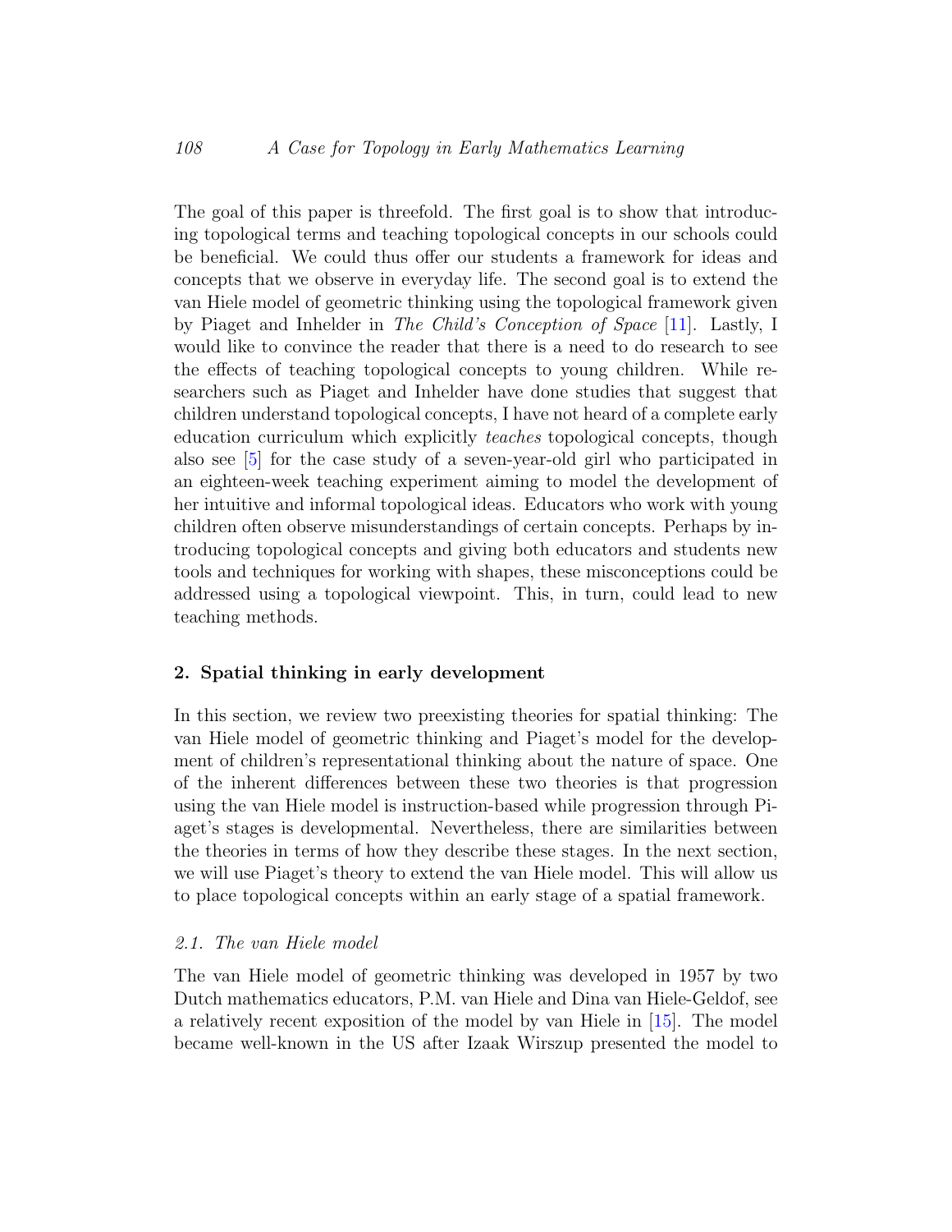The goal of this paper is threefold. The first goal is to show that introducing topological terms and teaching topological concepts in our schools could be beneficial. We could thus offer our students a framework for ideas and concepts that we observe in everyday life. The second goal is to extend the van Hiele model of geometric thinking using the topological framework given by Piaget and Inhelder in *The Child's Conception of Space* [11]. Lastly, I would like to convince the reader that there is a need to do research to see the effects of teaching topological concepts to young children. While researchers such as Piaget and Inhelder have done studies that suggest that children understand topological concepts, I have not heard of a complete early education curriculum which explicitly *teaches* topological concepts, though also see [5] for the case study of a seven-year-old girl who participated in an eighteen-week teaching experiment aiming to model the development of her intuitive and informal topological ideas. Educators who work with young children often observe misunderstandings of certain concepts. Perhaps by introducing topological concepts and giving both educators and students new tools and techniques for working with shapes, these misconceptions could be addressed using a topological viewpoint. This, in turn, could lead to new teaching methods.

## 2. Spatial thinking in early development

In this section, we review two preexisting theories for spatial thinking: The van Hiele model of geometric thinking and Piaget's model for the development of children's representational thinking about the nature of space. One of the inherent differences between these two theories is that progression using the van Hiele model is instruction-based while progression through Piaget's stages is developmental. Nevertheless, there are similarities between the theories in terms of how they describe these stages. In the next section, we will use Piaget's theory to extend the van Hiele model. This will allow us to place topological concepts within an early stage of a spatial framework.

### *2.1. The van Hiele model*

The van Hiele model of geometric thinking was developed in 1957 by two Dutch mathematics educators, P.M. van Hiele and Dina van Hiele-Geldof, see a relatively recent exposition of the model by van Hiele in [15]. The model became well-known in the US after Izaak Wirszup presented the model to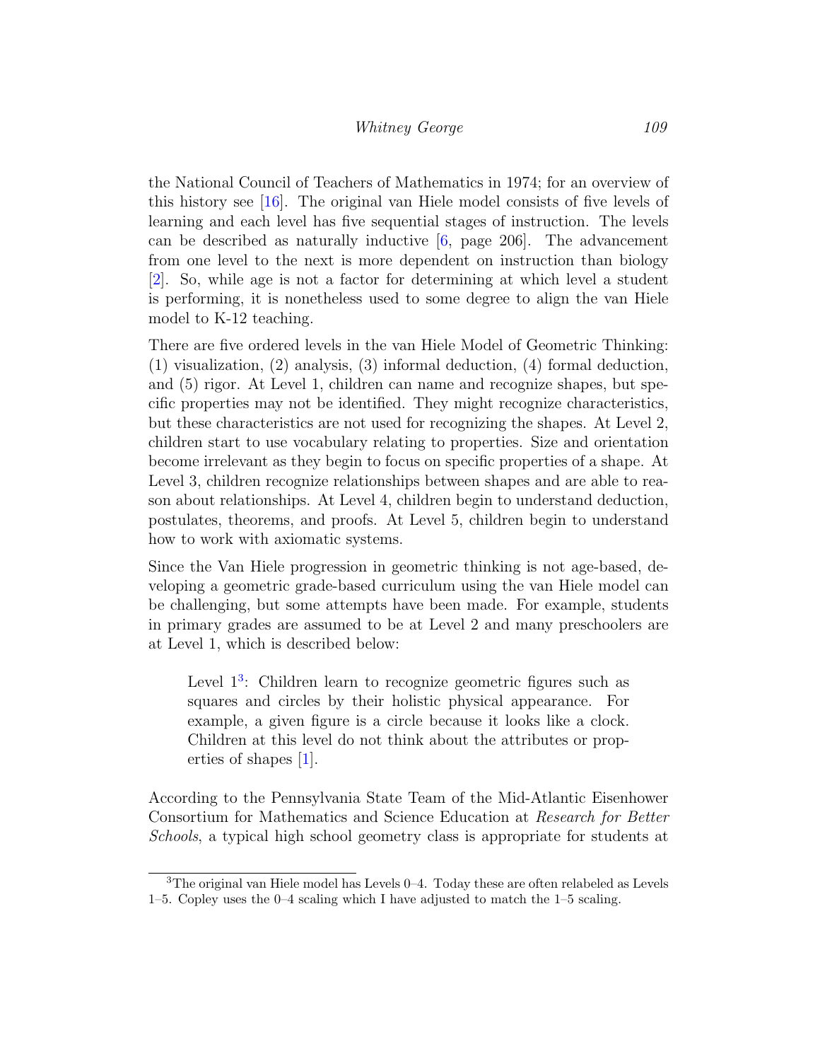the National Council of Teachers of Mathematics in 1974; for an overview of this history see [16]. The original van Hiele model consists of five levels of learning and each level has five sequential stages of instruction. The levels can be described as naturally inductive [6, page 206]. The advancement from one level to the next is more dependent on instruction than biology [2]. So, while age is not a factor for determining at which level a student is performing, it is nonetheless used to some degree to align the van Hiele model to K-12 teaching.

There are five ordered levels in the van Hiele Model of Geometric Thinking: (1) visualization, (2) analysis, (3) informal deduction, (4) formal deduction, and (5) rigor. At Level 1, children can name and recognize shapes, but specific properties may not be identified. They might recognize characteristics, but these characteristics are not used for recognizing the shapes. At Level 2, children start to use vocabulary relating to properties. Size and orientation become irrelevant as they begin to focus on specific properties of a shape. At Level 3, children recognize relationships between shapes and are able to reason about relationships. At Level 4, children begin to understand deduction, postulates, theorems, and proofs. At Level 5, children begin to understand how to work with axiomatic systems.

Since the Van Hiele progression in geometric thinking is not age-based, developing a geometric grade-based curriculum using the van Hiele model can be challenging, but some attempts have been made. For example, students in primary grades are assumed to be at Level 2 and many preschoolers are at Level 1, which is described below:

> Level 1[3]: Children learn to recognize geometric figures such as squares and circles by their holistic physical appearance. For example, a given figure is a circle because it looks like a clock. Children at this level do not think about the attributes or properties of shapes [1].

According to the Pennsylvania State Team of the Mid-Atlantic Eisenhower Consortium for Mathematics and Science Education at *Research for Better Schools*, a typical high school geometry class is appropriate for students at

[3] The original van Hiele model has Levels 0–4. Today these are often relabeled as Levels 1–5. Copley uses the 0–4 scaling which I have adjusted to match the 1–5 scaling.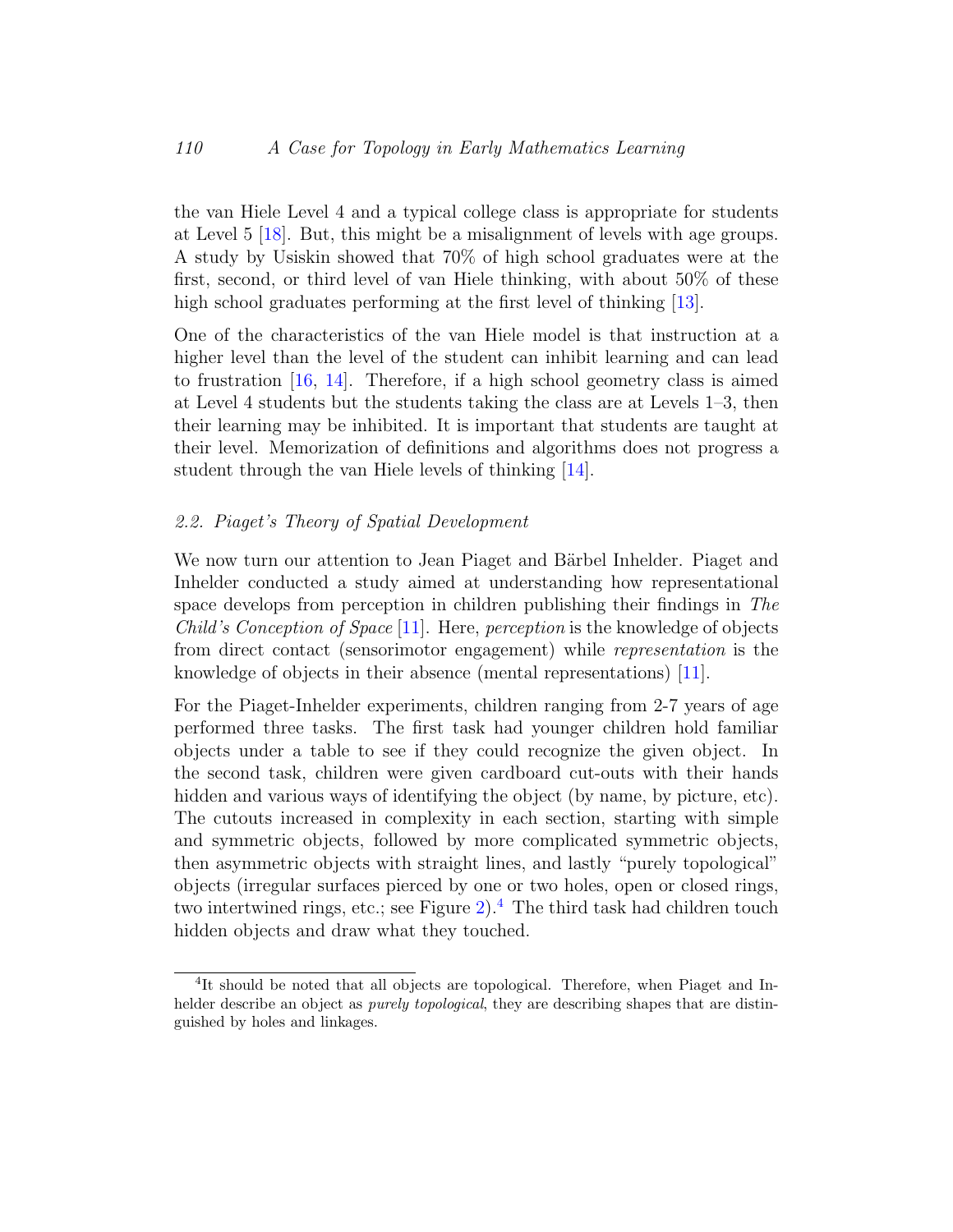the van Hiele Level 4 and a typical college class is appropriate for students at Level 5 [18]. But, this might be a misalignment of levels with age groups. A study by Usiskin showed that 70% of high school graduates were at the first, second, or third level of van Hiele thinking, with about 50% of these high school graduates performing at the first level of thinking [13].

One of the characteristics of the van Hiele model is that instruction at a higher level than the level of the student can inhibit learning and can lead to frustration [16, 14]. Therefore, if a high school geometry class is aimed at Level 4 students but the students taking the class are at Levels 1–3, then their learning may be inhibited. It is important that students are taught at their level. Memorization of definitions and algorithms does not progress a student through the van Hiele levels of thinking [14].

### *2.2. Piaget's Theory of Spatial Development*

We now turn our attention to Jean Piaget and Bärbel Inhelder. Piaget and Inhelder conducted a study aimed at understanding how representational space develops from perception in children publishing their findings in *The Child's Conception of Space* [11]. Here, *perception* is the knowledge of objects from direct contact (sensorimotor engagement) while *representation* is the knowledge of objects in their absence (mental representations) [11].

For the Piaget-Inhelder experiments, children ranging from 2-7 years of age performed three tasks. The first task had younger children hold familiar objects under a table to see if they could recognize the given object. In the second task, children were given cardboard cut-outs with their hands hidden and various ways of identifying the object (by name, by picture, etc). The cutouts increased in complexity in each section, starting with simple and symmetric objects, followed by more complicated symmetric objects, then asymmetric objects with straight lines, and lastly "purely topological" objects (irregular surfaces pierced by one or two holes, open or closed rings, two intertwined rings, etc.; see Figure 2).[4] The third task had children touch hidden objects and draw what they touched.

---

[4] It should be noted that all objects are topological. Therefore, when Piaget and Inhelder describe an object as *purely topological*, they are describing shapes that are distinguished by holes and linkages.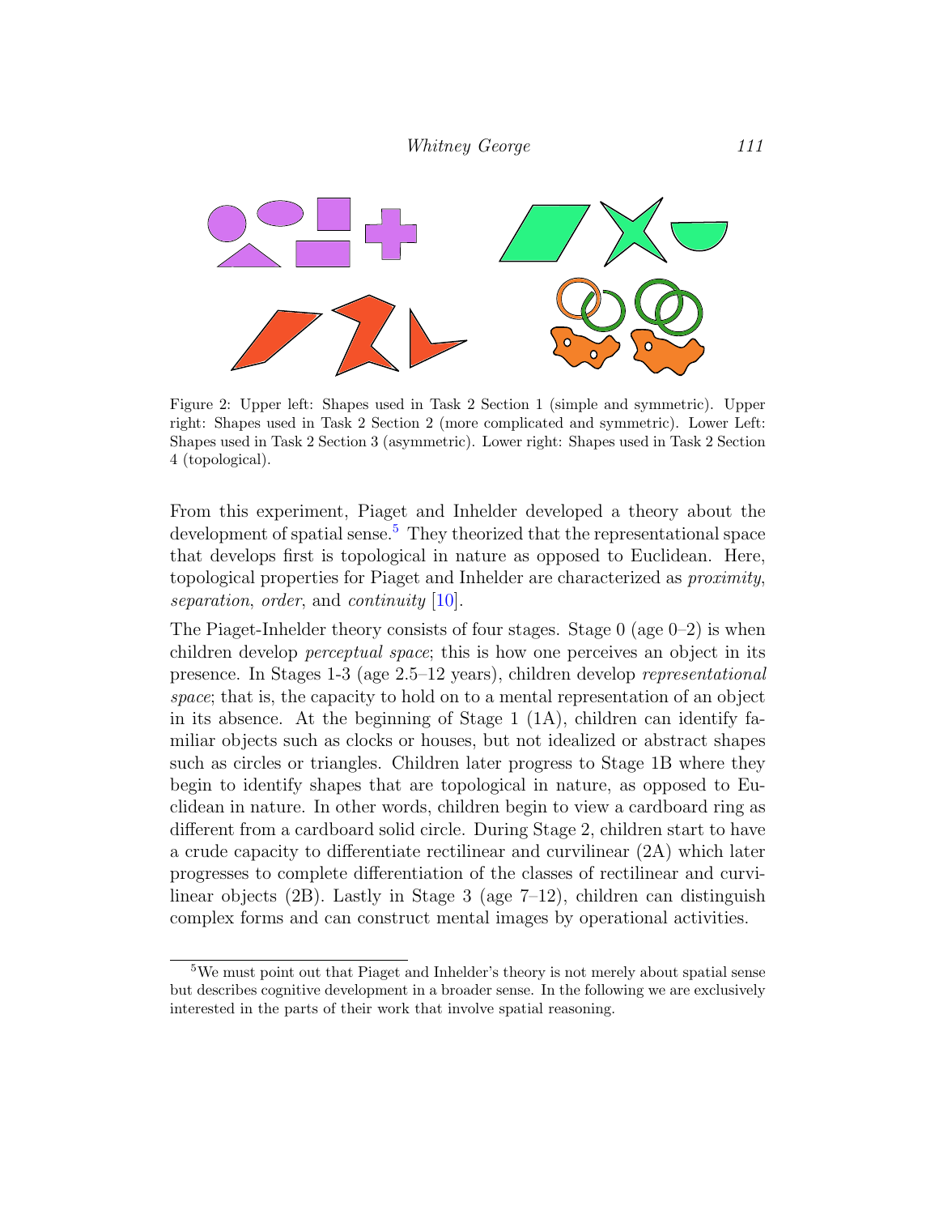Figure 2: Upper left: Shapes used in Task 2 Section 1 (simple and symmetric). Upper right: Shapes used in Task 2 Section 2 (more complicated and symmetric). Lower Left: Shapes used in Task 2 Section 3 (asymmetric). Lower right: Shapes used in Task 2 Section 4 (topological).

From this experiment, Piaget and Inhelder developed a theory about the development of spatial sense.[5] They theorized that the representational space that develops first is topological in nature as opposed to Euclidean. Here, topological properties for Piaget and Inhelder are characterized as *proximity*, *separation*, *order*, and *continuity* [10].

The Piaget-Inhelder theory consists of four stages. Stage 0 (age 0–2) is when children develop *perceptual space*; this is how one perceives an object in its presence. In Stages 1-3 (age 2.5–12 years), children develop *representational space*; that is, the capacity to hold on to a mental representation of an object in its absence. At the beginning of Stage 1 (1A), children can identify familiar objects such as clocks or houses, but not idealized or abstract shapes such as circles or triangles. Children later progress to Stage 1B where they begin to identify shapes that are topological in nature, as opposed to Euclidean in nature. In other words, children begin to view a cardboard ring as different from a cardboard solid circle. During Stage 2, children start to have a crude capacity to differentiate rectilinear and curvilinear (2A) which later progresses to complete differentiation of the classes of rectilinear and curvilinear objects (2B). Lastly in Stage 3 (age 7–12), children can distinguish complex forms and can construct mental images by operational activities.

[5] We must point out that Piaget and Inhelder's theory is not merely about spatial sense but describes cognitive development in a broader sense. In the following we are exclusively interested in the parts of their work that involve spatial reasoning.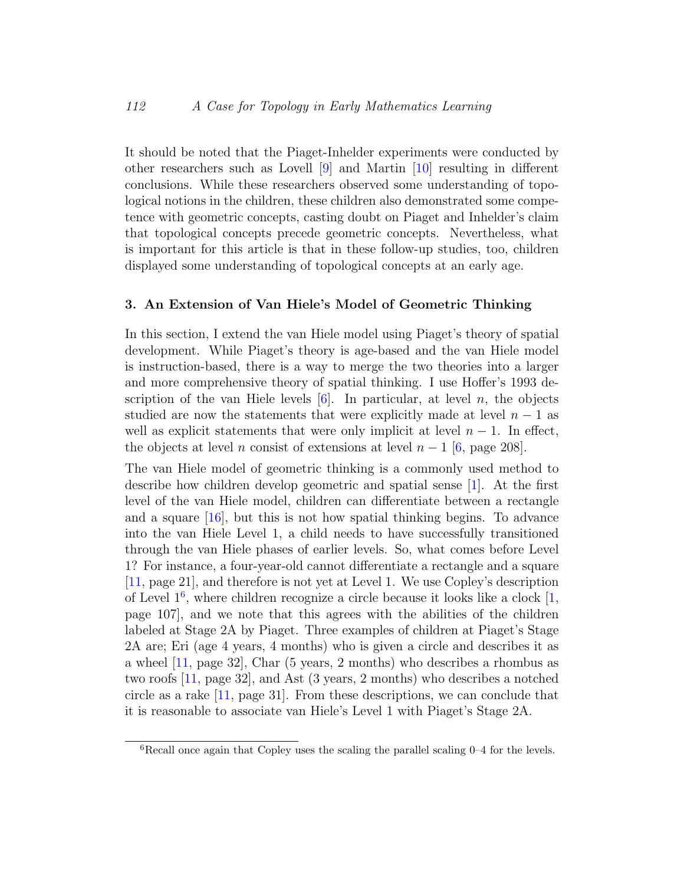It should be noted that the Piaget-Inhelder experiments were conducted by other researchers such as Lovell [9] and Martin [10] resulting in different conclusions. While these researchers observed some understanding of topological notions in the children, these children also demonstrated some competence with geometric concepts, casting doubt on Piaget and Inhelder's claim that topological concepts precede geometric concepts. Nevertheless, what is important for this article is that in these follow-up studies, too, children displayed some understanding of topological concepts at an early age.

## 3. An Extension of Van Hiele's Model of Geometric Thinking

In this section, I extend the van Hiele model using Piaget's theory of spatial development. While Piaget's theory is age-based and the van Hiele model is instruction-based, there is a way to merge the two theories into a larger and more comprehensive theory of spatial thinking. I use Hoffer's 1993 description of the van Hiele levels [6]. In particular, at level $n$, the objects studied are now the statements that were explicitly made at level $n-1$ as well as explicit statements that were only implicit at level $n-1$. In effect, the objects at level $n$ consist of extensions at level $n-1$ [6, page 208].

The van Hiele model of geometric thinking is a commonly used method to describe how children develop geometric and spatial sense [1]. At the first level of the van Hiele model, children can differentiate between a rectangle and a square [16], but this is not how spatial thinking begins. To advance into the van Hiele Level 1, a child needs to have successfully transitioned through the van Hiele phases of earlier levels. So, what comes before Level 1? For instance, a four-year-old cannot differentiate a rectangle and a square [11, page 21], and therefore is not yet at Level 1. We use Copley's description of Level 1[6], where children recognize a circle because it looks like a clock [1, page 107], and we note that this agrees with the abilities of the children labeled at Stage 2A by Piaget. Three examples of children at Piaget's Stage 2A are; Eri (age 4 years, 4 months) who is given a circle and describes it as a wheel [11, page 32], Char (5 years, 2 months) who describes a rhombus as two roofs [11, page 32], and Ast (3 years, 2 months) who describes a notched circle as a rake [11, page 31]. From these descriptions, we can conclude that it is reasonable to associate van Hiele's Level 1 with Piaget's Stage 2A.

[6]Recall once again that Copley uses the scaling the parallel scaling 0–4 for the levels.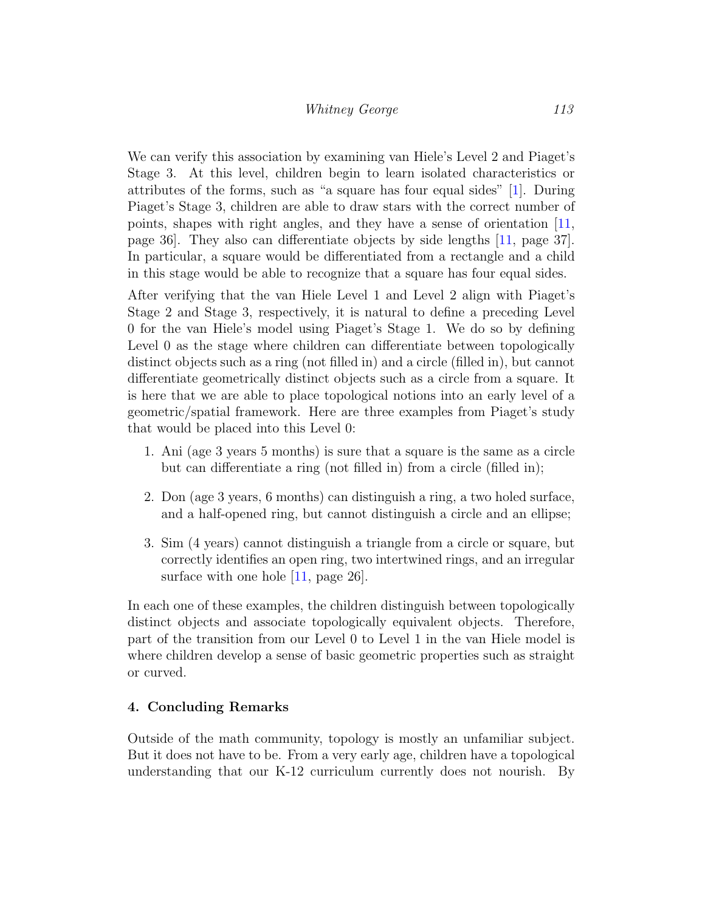We can verify this association by examining van Hiele's Level 2 and Piaget's Stage 3. At this level, children begin to learn isolated characteristics or attributes of the forms, such as "a square has four equal sides" [1]. During Piaget's Stage 3, children are able to draw stars with the correct number of points, shapes with right angles, and they have a sense of orientation [11, page 36]. They also can differentiate objects by side lengths [11, page 37]. In particular, a square would be differentiated from a rectangle and a child in this stage would be able to recognize that a square has four equal sides.

After verifying that the van Hiele Level 1 and Level 2 align with Piaget's Stage 2 and Stage 3, respectively, it is natural to define a preceding Level 0 for the van Hiele's model using Piaget's Stage 1. We do so by defining Level 0 as the stage where children can differentiate between topologically distinct objects such as a ring (not filled in) and a circle (filled in), but cannot differentiate geometrically distinct objects such as a circle from a square. It is here that we are able to place topological notions into an early level of a geometric/spatial framework. Here are three examples from Piaget's study that would be placed into this Level 0:

1. Ani (age 3 years 5 months) is sure that a square is the same as a circle but can differentiate a ring (not filled in) from a circle (filled in);
2. Don (age 3 years, 6 months) can distinguish a ring, a two holed surface, and a half-opened ring, but cannot distinguish a circle and an ellipse;
3. Sim (4 years) cannot distinguish a triangle from a circle or square, but correctly identifies an open ring, two intertwined rings, and an irregular surface with one hole [11, page 26].

In each one of these examples, the children distinguish between topologically distinct objects and associate topologically equivalent objects. Therefore, part of the transition from our Level 0 to Level 1 in the van Hiele model is where children develop a sense of basic geometric properties such as straight or curved.

## 4. Concluding Remarks

Outside of the math community, topology is mostly an unfamiliar subject. But it does not have to be. From a very early age, children have a topological understanding that our K-12 curriculum currently does not nourish. By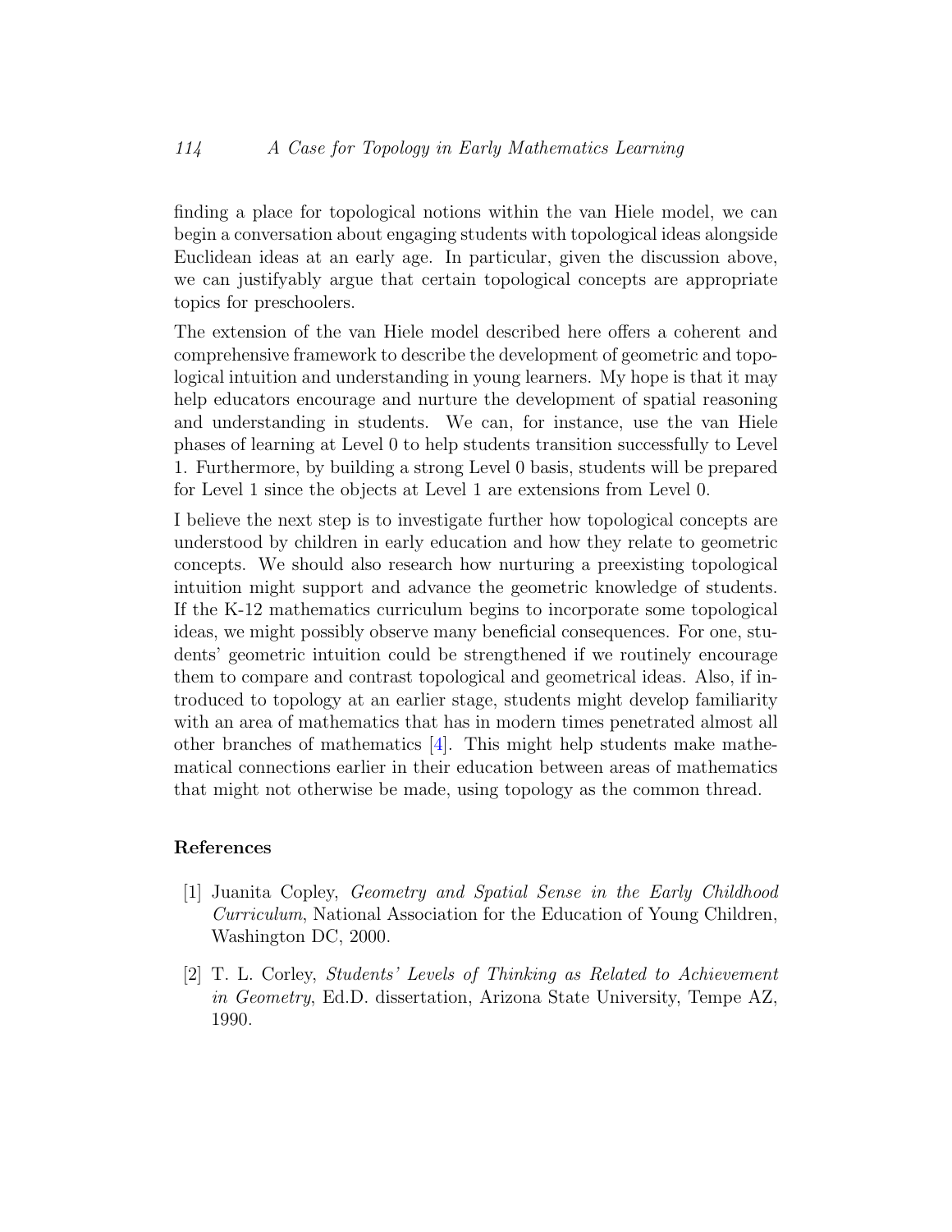finding a place for topological notions within the van Hiele model, we can begin a conversation about engaging students with topological ideas alongside Euclidean ideas at an early age. In particular, given the discussion above, we can justifyably argue that certain topological concepts are appropriate topics for preschoolers.

The extension of the van Hiele model described here offers a coherent and comprehensive framework to describe the development of geometric and topological intuition and understanding in young learners. My hope is that it may help educators encourage and nurture the development of spatial reasoning and understanding in students. We can, for instance, use the van Hiele phases of learning at Level 0 to help students transition successfully to Level 1. Furthermore, by building a strong Level 0 basis, students will be prepared for Level 1 since the objects at Level 1 are extensions from Level 0.

I believe the next step is to investigate further how topological concepts are understood by children in early education and how they relate to geometric concepts. We should also research how nurturing a preexisting topological intuition might support and advance the geometric knowledge of students. If the K-12 mathematics curriculum begins to incorporate some topological ideas, we might possibly observe many beneficial consequences. For one, students' geometric intuition could be strengthened if we routinely encourage them to compare and contrast topological and geometrical ideas. Also, if introduced to topology at an earlier stage, students might develop familiarity with an area of mathematics that has in modern times penetrated almost all other branches of mathematics [4]. This might help students make mathematical connections earlier in their education between areas of mathematics that might not otherwise be made, using topology as the common thread.

### References

[1] Juanita Copley, *Geometry and Spatial Sense in the Early Childhood Curriculum*, National Association for the Education of Young Children, Washington DC, 2000.

[2] T. L. Corley, *Students' Levels of Thinking as Related to Achievement in Geometry*, Ed.D. dissertation, Arizona State University, Tempe AZ, 1990.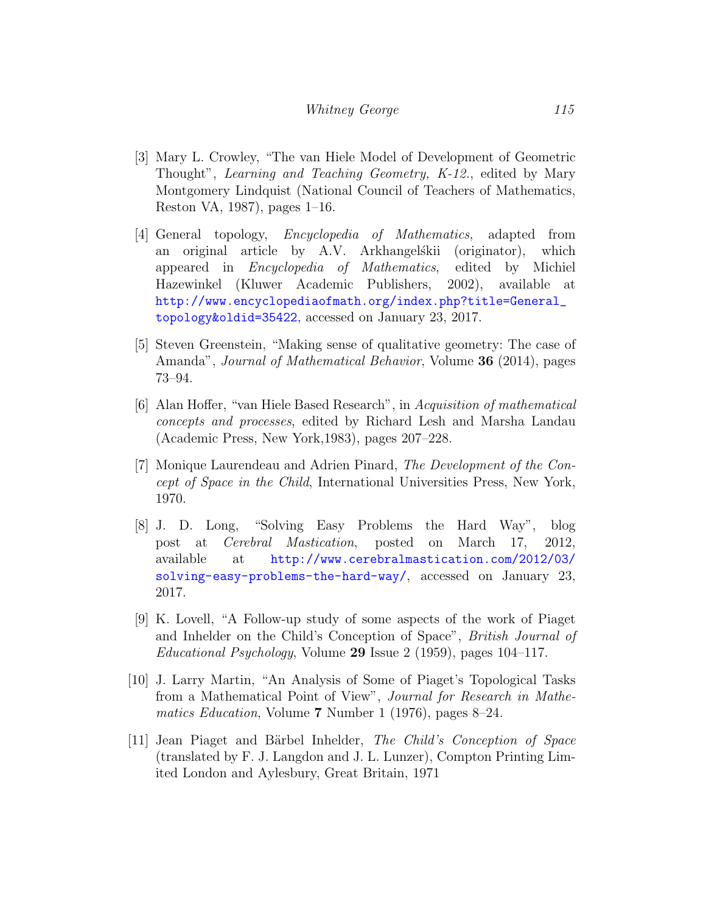[3] Mary L. Crowley, "The van Hiele Model of Development of Geometric Thought", *Learning and Teaching Geometry, K-12.*, edited by Mary Montgomery Lindquist (National Council of Teachers of Mathematics, Reston VA, 1987), pages 1–16.

[4] General topology, *Encyclopedia of Mathematics*, adapted from an original article by A.V. Arkhangeĺskii (originator), which appeared in *Encyclopedia of Mathematics*, edited by Michiel Hazewinkel (Kluwer Academic Publishers, 2002), available at http://www.encyclopediaofmath.org/index.php?title=General_topology&oldid=35422, accessed on January 23, 2017.

[5] Steven Greenstein, "Making sense of qualitative geometry: The case of Amanda", *Journal of Mathematical Behavior*, Volume **36** (2014), pages 73–94.

[6] Alan Hoffer, "van Hiele Based Research", in *Acquisition of mathematical concepts and processes*, edited by Richard Lesh and Marsha Landau (Academic Press, New York,1983), pages 207–228.

[7] Monique Laurendeau and Adrien Pinard, *The Development of the Concept of Space in the Child*, International Universities Press, New York, 1970.

[8] J. D. Long, "Solving Easy Problems the Hard Way", blog post at *Cerebral Mastication*, posted on March 17, 2012, available at http://www.cerebralmastication.com/2012/03/solving-easy-problems-the-hard-way/, accessed on January 23, 2017.

[9] K. Lovell, "A Follow-up study of some aspects of the work of Piaget and Inhelder on the Child's Conception of Space", *British Journal of Educational Psychology*, Volume **29** Issue 2 (1959), pages 104–117.

[10] J. Larry Martin, "An Analysis of Some of Piaget's Topological Tasks from a Mathematical Point of View", *Journal for Research in Mathematics Education*, Volume **7** Number 1 (1976), pages 8–24.

[11] Jean Piaget and Bärbel Inhelder, *The Child's Conception of Space* (translated by F. J. Langdon and J. L. Lunzer), Compton Printing Limited London and Aylesbury, Great Britain, 1971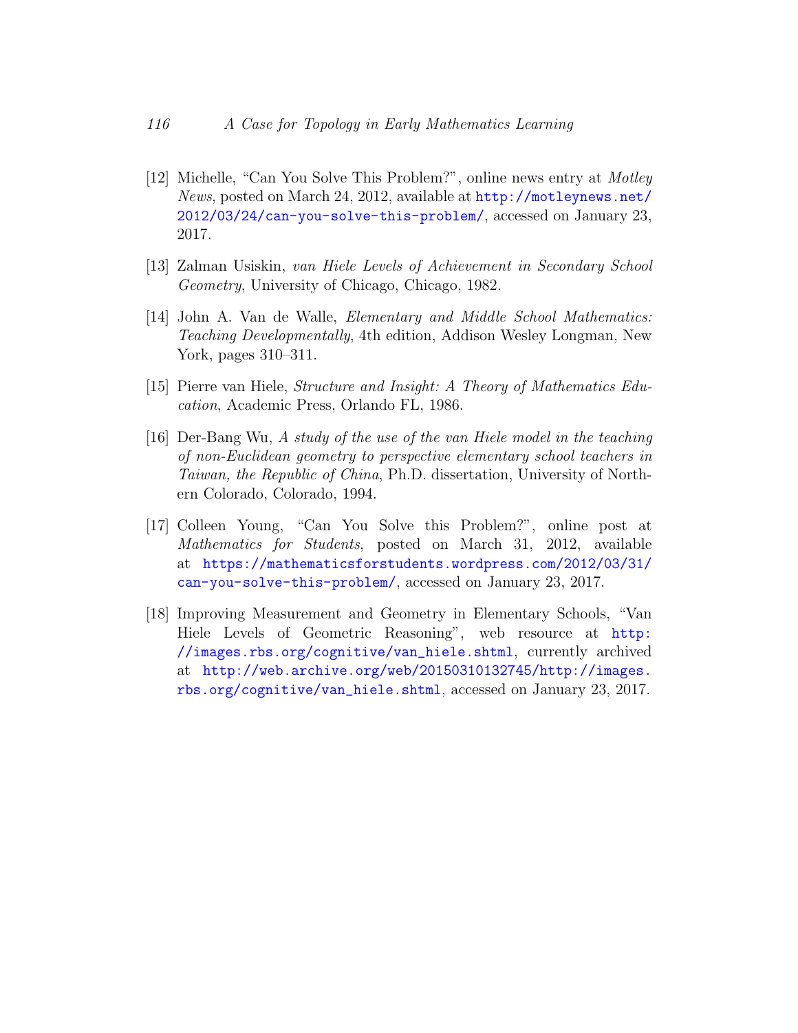[12] Michelle, "Can You Solve This Problem?", online news entry at *Motley News*, posted on March 24, 2012, available at http://motleynews.net/2012/03/24/can-you-solve-this-problem/, accessed on January 23, 2017.

[13] Zalman Usiskin, *van Hiele Levels of Achievement in Secondary School Geometry*, University of Chicago, Chicago, 1982.

[14] John A. Van de Walle, *Elementary and Middle School Mathematics: Teaching Developmentally*, 4th edition, Addison Wesley Longman, New York, pages 310–311.

[15] Pierre van Hiele, *Structure and Insight: A Theory of Mathematics Education*, Academic Press, Orlando FL, 1986.

[16] Der-Bang Wu, *A study of the use of the van Hiele model in the teaching of non-Euclidean geometry to perspective elementary school teachers in Taiwan, the Republic of China*, Ph.D. dissertation, University of Northern Colorado, Colorado, 1994.

[17] Colleen Young, "Can You Solve this Problem?", online post at *Mathematics for Students*, posted on March 31, 2012, available at https://mathematicsforstudents.wordpress.com/2012/03/31/can-you-solve-this-problem/, accessed on January 23, 2017.

[18] Improving Measurement and Geometry in Elementary Schools, "Van Hiele Levels of Geometric Reasoning", web resource at http://images.rbs.org/cognitive/van_hiele.shtml, currently archived at http://web.archive.org/web/20150310132745/http://images.rbs.org/cognitive/van_hiele.shtml, accessed on January 23, 2017.